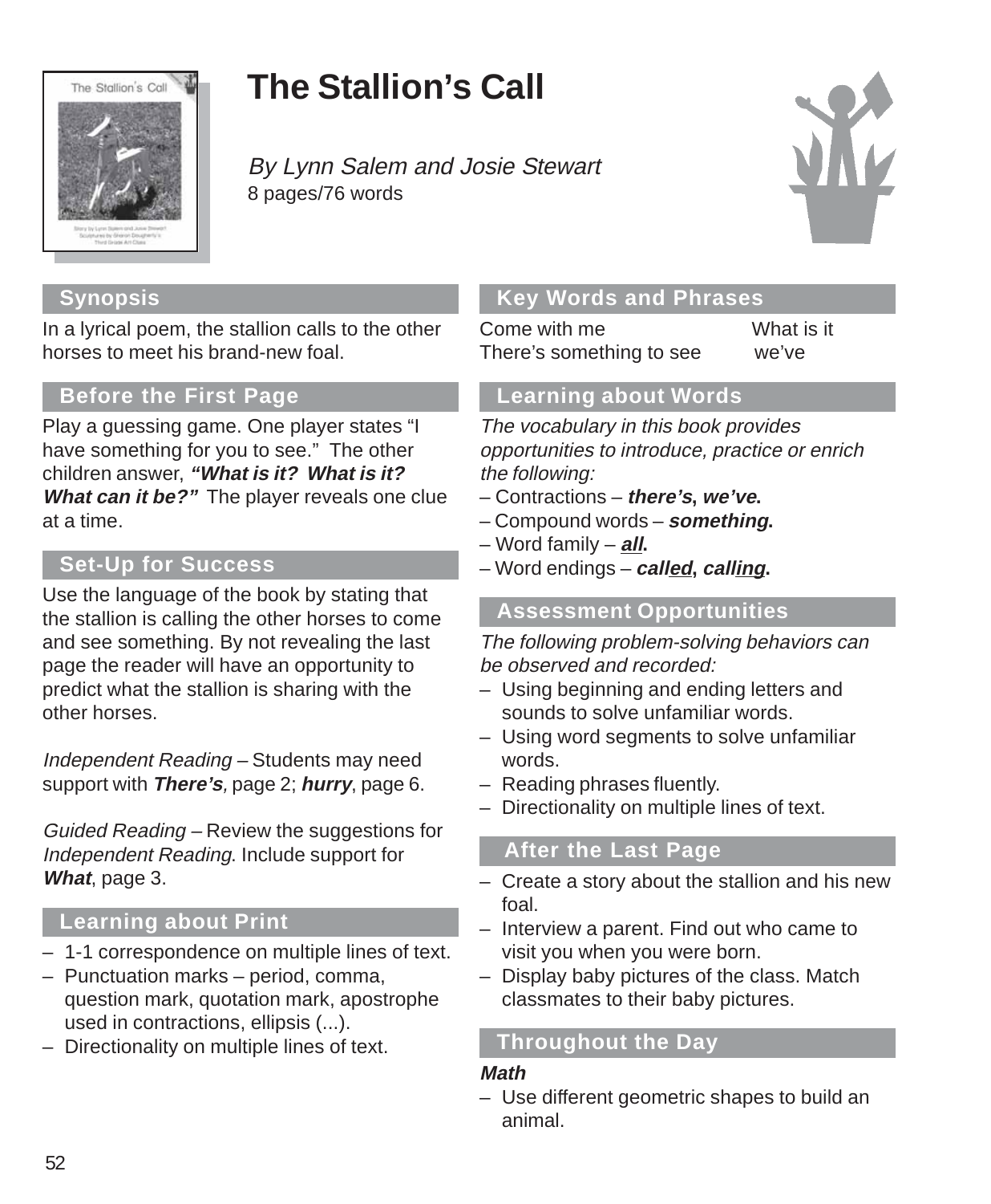# The Stallion's Call

*By Lynn Salem and Josie Stewart*
8 pages/76 words

## Synopsis

In a lyrical poem, the stallion calls to the other horses to meet his brand-new foal.

## Before the First Page

Play a guessing game. One player states "I have something for you to see." The other children answer, ***"What is it? What is it? What can it be?"*** The player reveals one clue at a time.

## Set-Up for Success

Use the language of the book by stating that the stallion is calling the other horses to come and see something. By not revealing the last page the reader will have an opportunity to predict what the stallion is sharing with the other horses.

*Independent Reading* – Students may need support with ***There's**,* page 2; ***hurry***, page 6.

*Guided Reading* – Review the suggestions for *Independent Reading*. Include support for ***What***, page 3.

## Learning about Print

- 1-1 correspondence on multiple lines of text.
- Punctuation marks – period, comma, question mark, quotation mark, apostrophe used in contractions, ellipsis (...).
- Directionality on multiple lines of text.

## Key Words and Phrases

| | |
|---|---|
| Come with me | What is it |
| There's something to see | we've |

## Learning about Words

*The vocabulary in this book provides opportunities to introduce, practice or enrich the following:*

– Contractions – ***there's***, ***we've***.
– Compound words – ***something***.
– Word family – ***all***.
– Word endings – ***called***, ***calling***.

## Assessment Opportunities

*The following problem-solving behaviors can be observed and recorded:*

- Using beginning and ending letters and sounds to solve unfamiliar words.
- Using word segments to solve unfamiliar words.
- Reading phrases fluently.
- Directionality on multiple lines of text.

## After the Last Page

- Create a story about the stallion and his new foal.
- Interview a parent. Find out who came to visit you when you were born.
- Display baby pictures of the class. Match classmates to their baby pictures.

## Throughout the Day

***Math***

- Use different geometric shapes to build an animal.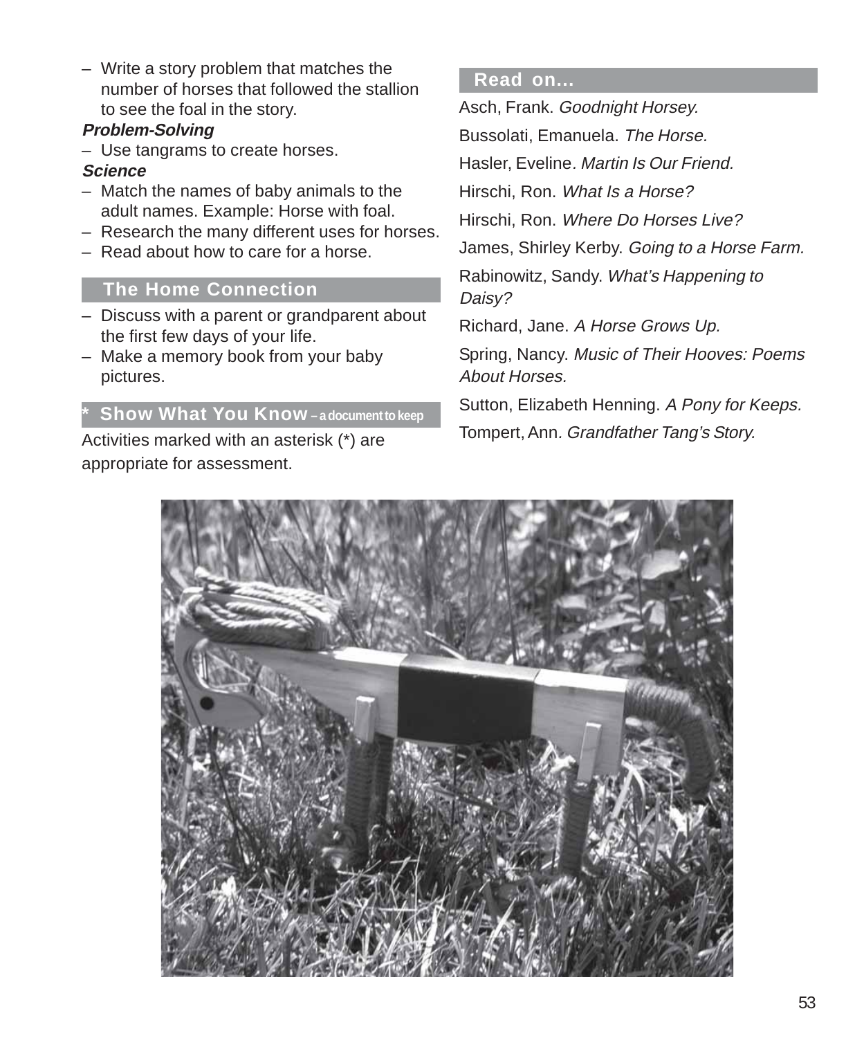– Write a story problem that matches the number of horses that followed the stallion to see the foal in the story.

***Problem-Solving***

– Use tangrams to create horses.

***Science***

– Match the names of baby animals to the adult names. Example: Horse with foal.
– Research the many different uses for horses.
– Read about how to care for a horse.

## The Home Connection

– Discuss with a parent or grandparent about the first few days of your life.
– Make a memory book from your baby pictures.

## * Show What You Know – a document to keep

Activities marked with an asterisk (*) are appropriate for assessment.

## Read on...

Asch, Frank. *Goodnight Horsey.*

Bussolati, Emanuela. *The Horse.*

Hasler, Eveline. *Martin Is Our Friend.*

Hirschi, Ron. *What Is a Horse?*

Hirschi, Ron. *Where Do Horses Live?*

James, Shirley Kerby. *Going to a Horse Farm.*

Rabinowitz, Sandy. *What's Happening to Daisy?*

Richard, Jane. *A Horse Grows Up.*

Spring, Nancy. *Music of Their Hooves: Poems About Horses.*

Sutton, Elizabeth Henning. *A Pony for Keeps.*

Tompert, Ann. *Grandfather Tang's Story.*